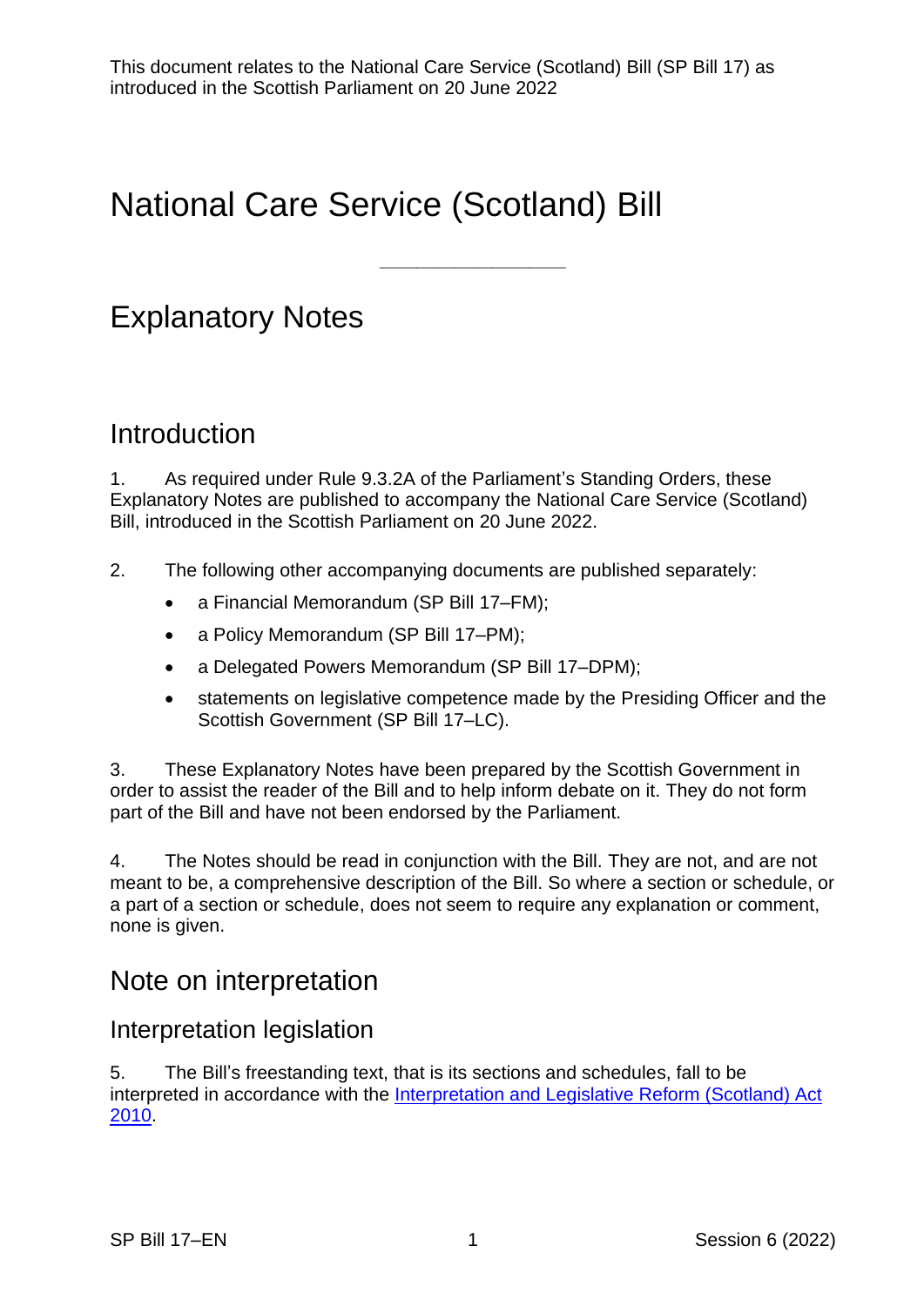This document relates to the National Care Service (Scotland) Bill (SP Bill 17) as introduced in the Scottish Parliament on 20 June 2022

# National Care Service (Scotland) Bill

---

# Explanatory Notes

## Introduction

1. As required under Rule 9.3.2A of the Parliament's Standing Orders, these Explanatory Notes are published to accompany the National Care Service (Scotland) Bill, introduced in the Scottish Parliament on 20 June 2022.

2. The following other accompanying documents are published separately:

- a Financial Memorandum (SP Bill 17–FM);
- a Policy Memorandum (SP Bill 17–PM);
- a Delegated Powers Memorandum (SP Bill 17–DPM);
- statements on legislative competence made by the Presiding Officer and the Scottish Government (SP Bill 17–LC).

3. These Explanatory Notes have been prepared by the Scottish Government in order to assist the reader of the Bill and to help inform debate on it. They do not form part of the Bill and have not been endorsed by the Parliament.

4. The Notes should be read in conjunction with the Bill. They are not, and are not meant to be, a comprehensive description of the Bill. So where a section or schedule, or a part of a section or schedule, does not seem to require any explanation or comment, none is given.

## Note on interpretation

### Interpretation legislation

5. The Bill's freestanding text, that is its sections and schedules, fall to be interpreted in accordance with the Interpretation and Legislative Reform (Scotland) Act 2010.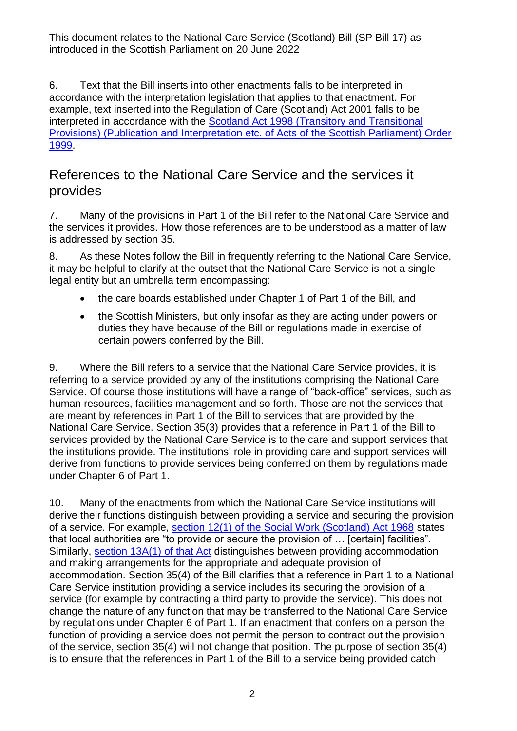6. Text that the Bill inserts into other enactments falls to be interpreted in accordance with the interpretation legislation that applies to that enactment. For example, text inserted into the Regulation of Care (Scotland) Act 2001 falls to be interpreted in accordance with the Scotland Act 1998 (Transitory and Transitional Provisions) (Publication and Interpretation etc. of Acts of the Scottish Parliament) Order 1999.

## References to the National Care Service and the services it provides

7. Many of the provisions in Part 1 of the Bill refer to the National Care Service and the services it provides. How those references are to be understood as a matter of law is addressed by section 35.

8. As these Notes follow the Bill in frequently referring to the National Care Service, it may be helpful to clarify at the outset that the National Care Service is not a single legal entity but an umbrella term encompassing:

- the care boards established under Chapter 1 of Part 1 of the Bill, and
- the Scottish Ministers, but only insofar as they are acting under powers or duties they have because of the Bill or regulations made in exercise of certain powers conferred by the Bill.

9. Where the Bill refers to a service that the National Care Service provides, it is referring to a service provided by any of the institutions comprising the National Care Service. Of course those institutions will have a range of "back-office" services, such as human resources, facilities management and so forth. Those are not the services that are meant by references in Part 1 of the Bill to services that are provided by the National Care Service. Section 35(3) provides that a reference in Part 1 of the Bill to services provided by the National Care Service is to the care and support services that the institutions provide. The institutions' role in providing care and support services will derive from functions to provide services being conferred on them by regulations made under Chapter 6 of Part 1.

10. Many of the enactments from which the National Care Service institutions will derive their functions distinguish between providing a service and securing the provision of a service. For example, section 12(1) of the Social Work (Scotland) Act 1968 states that local authorities are "to provide or secure the provision of … [certain] facilities". Similarly, section 13A(1) of that Act distinguishes between providing accommodation and making arrangements for the appropriate and adequate provision of accommodation. Section 35(4) of the Bill clarifies that a reference in Part 1 to a National Care Service institution providing a service includes its securing the provision of a service (for example by contracting a third party to provide the service). This does not change the nature of any function that may be transferred to the National Care Service by regulations under Chapter 6 of Part 1. If an enactment that confers on a person the function of providing a service does not permit the person to contract out the provision of the service, section 35(4) will not change that position. The purpose of section 35(4) is to ensure that the references in Part 1 of the Bill to a service being provided catch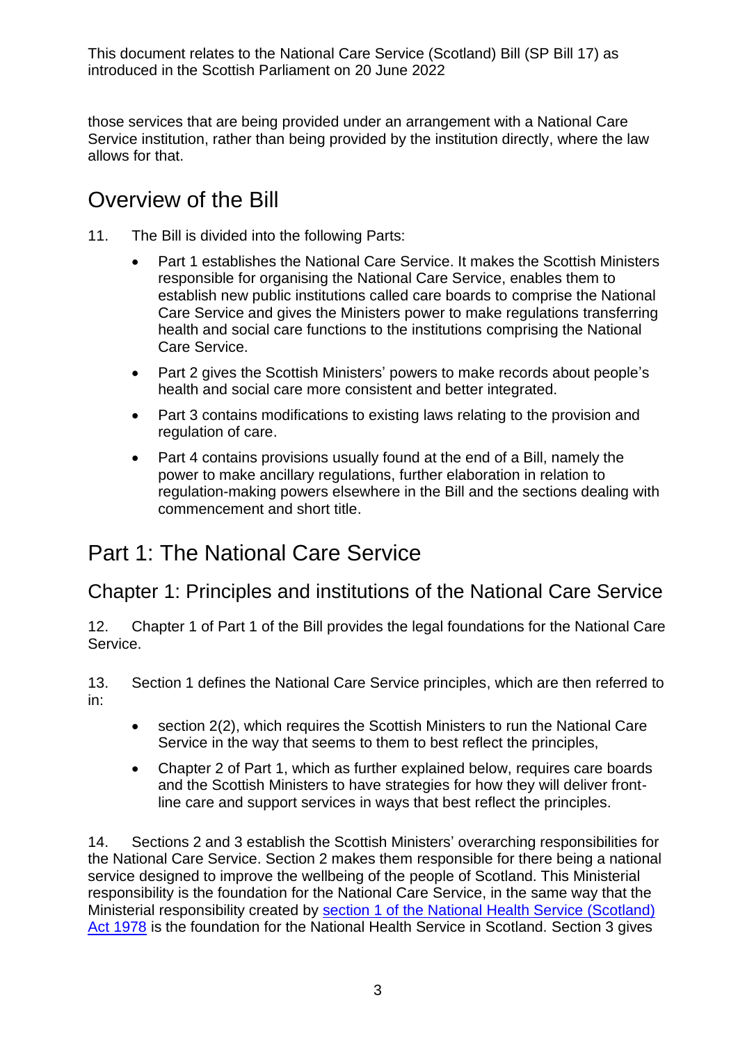those services that are being provided under an arrangement with a National Care Service institution, rather than being provided by the institution directly, where the law allows for that.

# Overview of the Bill

11. The Bill is divided into the following Parts:

- Part 1 establishes the National Care Service. It makes the Scottish Ministers responsible for organising the National Care Service, enables them to establish new public institutions called care boards to comprise the National Care Service and gives the Ministers power to make regulations transferring health and social care functions to the institutions comprising the National Care Service.
- Part 2 gives the Scottish Ministers' powers to make records about people's health and social care more consistent and better integrated.
- Part 3 contains modifications to existing laws relating to the provision and regulation of care.
- Part 4 contains provisions usually found at the end of a Bill, namely the power to make ancillary regulations, further elaboration in relation to regulation-making powers elsewhere in the Bill and the sections dealing with commencement and short title.

# Part 1: The National Care Service

## Chapter 1: Principles and institutions of the National Care Service

12. Chapter 1 of Part 1 of the Bill provides the legal foundations for the National Care Service.

13. Section 1 defines the National Care Service principles, which are then referred to in:

- section 2(2), which requires the Scottish Ministers to run the National Care Service in the way that seems to them to best reflect the principles,
- Chapter 2 of Part 1, which as further explained below, requires care boards and the Scottish Ministers to have strategies for how they will deliver front-line care and support services in ways that best reflect the principles.

14. Sections 2 and 3 establish the Scottish Ministers' overarching responsibilities for the National Care Service. Section 2 makes them responsible for there being a national service designed to improve the wellbeing of the people of Scotland. This Ministerial responsibility is the foundation for the National Care Service, in the same way that the Ministerial responsibility created by section 1 of the National Health Service (Scotland) Act 1978 is the foundation for the National Health Service in Scotland. Section 3 gives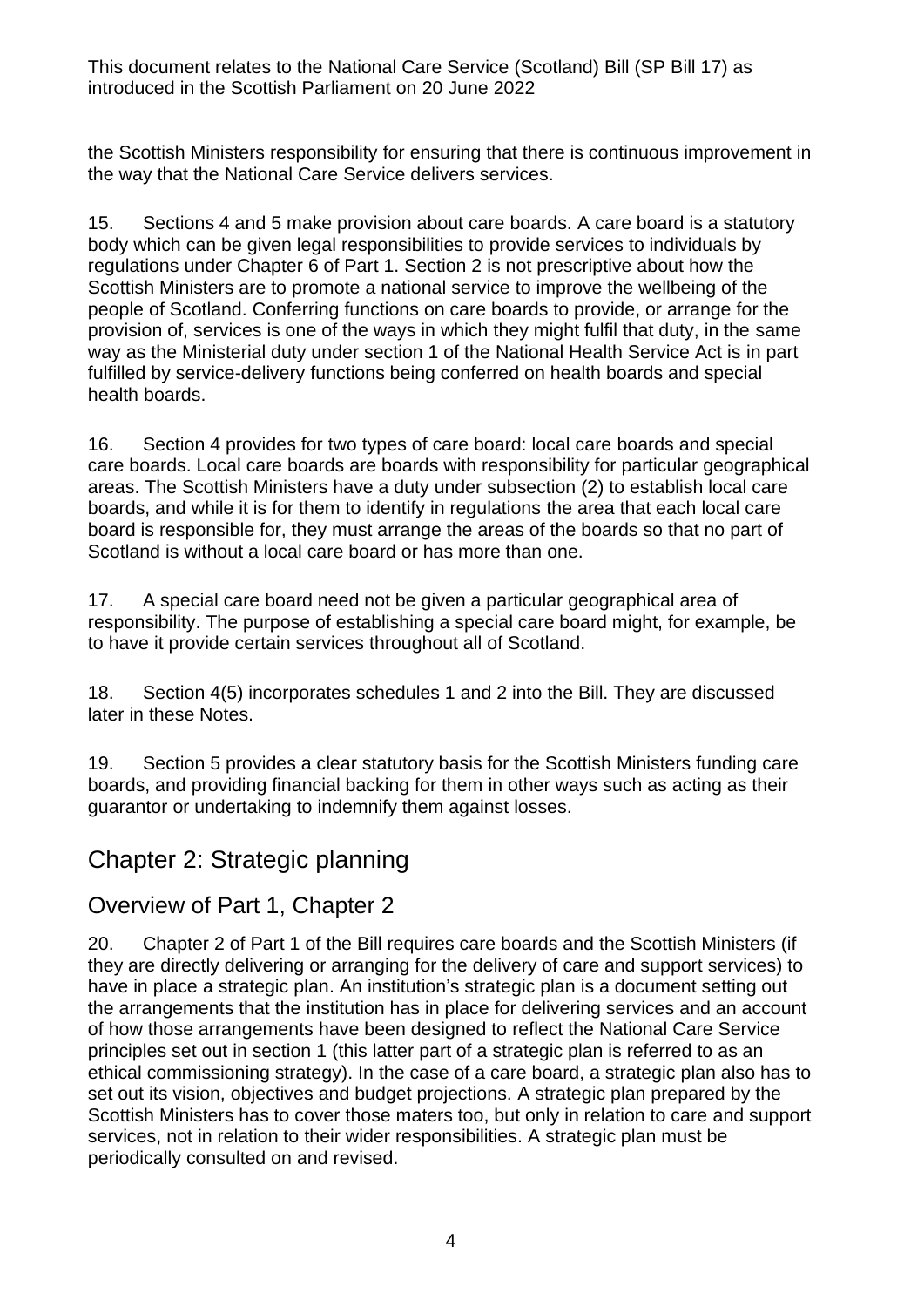the Scottish Ministers responsibility for ensuring that there is continuous improvement in the way that the National Care Service delivers services.

15. Sections 4 and 5 make provision about care boards. A care board is a statutory body which can be given legal responsibilities to provide services to individuals by regulations under Chapter 6 of Part 1. Section 2 is not prescriptive about how the Scottish Ministers are to promote a national service to improve the wellbeing of the people of Scotland. Conferring functions on care boards to provide, or arrange for the provision of, services is one of the ways in which they might fulfil that duty, in the same way as the Ministerial duty under section 1 of the National Health Service Act is in part fulfilled by service-delivery functions being conferred on health boards and special health boards.

16. Section 4 provides for two types of care board: local care boards and special care boards. Local care boards are boards with responsibility for particular geographical areas. The Scottish Ministers have a duty under subsection (2) to establish local care boards, and while it is for them to identify in regulations the area that each local care board is responsible for, they must arrange the areas of the boards so that no part of Scotland is without a local care board or has more than one.

17. A special care board need not be given a particular geographical area of responsibility. The purpose of establishing a special care board might, for example, be to have it provide certain services throughout all of Scotland.

18. Section 4(5) incorporates schedules 1 and 2 into the Bill. They are discussed later in these Notes.

19. Section 5 provides a clear statutory basis for the Scottish Ministers funding care boards, and providing financial backing for them in other ways such as acting as their guarantor or undertaking to indemnify them against losses.

## Chapter 2: Strategic planning

### Overview of Part 1, Chapter 2

20. Chapter 2 of Part 1 of the Bill requires care boards and the Scottish Ministers (if they are directly delivering or arranging for the delivery of care and support services) to have in place a strategic plan. An institution's strategic plan is a document setting out the arrangements that the institution has in place for delivering services and an account of how those arrangements have been designed to reflect the National Care Service principles set out in section 1 (this latter part of a strategic plan is referred to as an ethical commissioning strategy). In the case of a care board, a strategic plan also has to set out its vision, objectives and budget projections. A strategic plan prepared by the Scottish Ministers has to cover those maters too, but only in relation to care and support services, not in relation to their wider responsibilities. A strategic plan must be periodically consulted on and revised.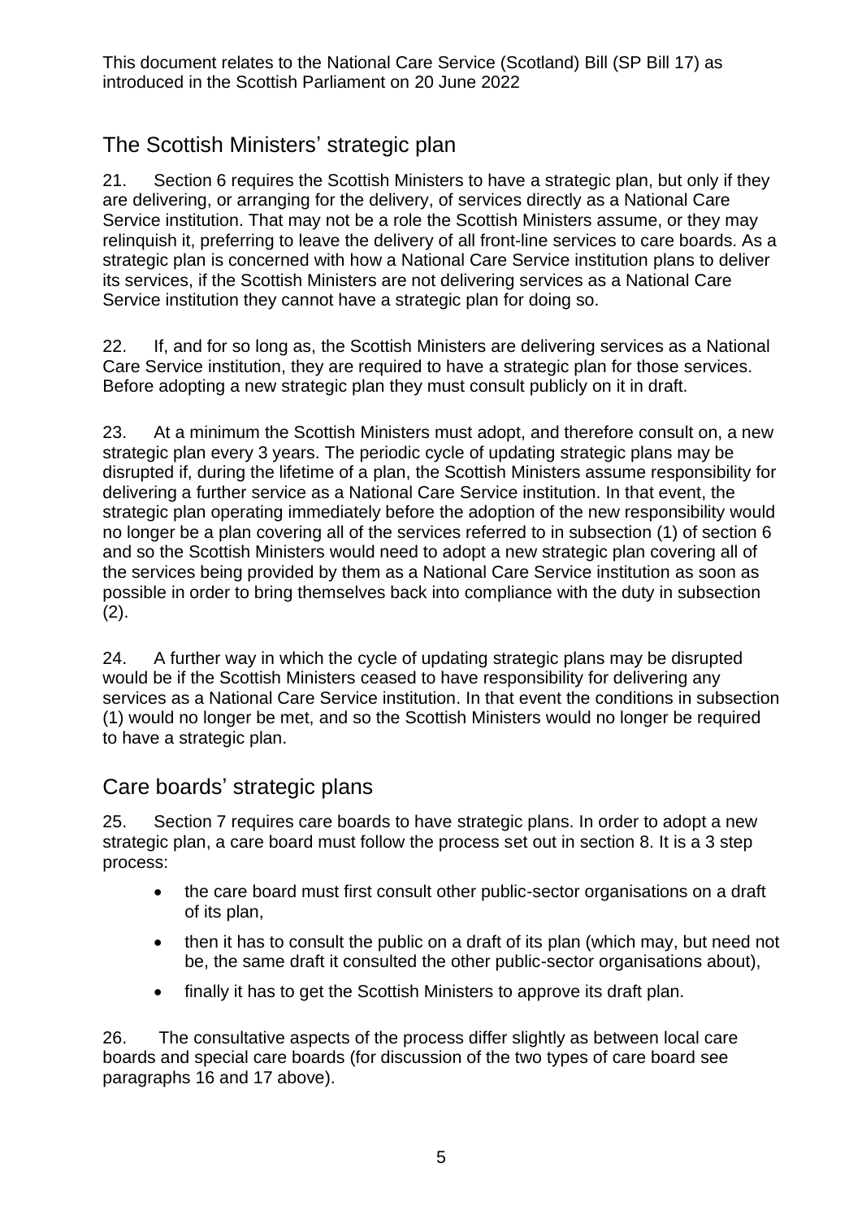## The Scottish Ministers' strategic plan

21. Section 6 requires the Scottish Ministers to have a strategic plan, but only if they are delivering, or arranging for the delivery, of services directly as a National Care Service institution. That may not be a role the Scottish Ministers assume, or they may relinquish it, preferring to leave the delivery of all front-line services to care boards. As a strategic plan is concerned with how a National Care Service institution plans to deliver its services, if the Scottish Ministers are not delivering services as a National Care Service institution they cannot have a strategic plan for doing so.

22. If, and for so long as, the Scottish Ministers are delivering services as a National Care Service institution, they are required to have a strategic plan for those services. Before adopting a new strategic plan they must consult publicly on it in draft.

23. At a minimum the Scottish Ministers must adopt, and therefore consult on, a new strategic plan every 3 years. The periodic cycle of updating strategic plans may be disrupted if, during the lifetime of a plan, the Scottish Ministers assume responsibility for delivering a further service as a National Care Service institution. In that event, the strategic plan operating immediately before the adoption of the new responsibility would no longer be a plan covering all of the services referred to in subsection (1) of section 6 and so the Scottish Ministers would need to adopt a new strategic plan covering all of the services being provided by them as a National Care Service institution as soon as possible in order to bring themselves back into compliance with the duty in subsection (2).

24. A further way in which the cycle of updating strategic plans may be disrupted would be if the Scottish Ministers ceased to have responsibility for delivering any services as a National Care Service institution. In that event the conditions in subsection (1) would no longer be met, and so the Scottish Ministers would no longer be required to have a strategic plan.

## Care boards' strategic plans

25. Section 7 requires care boards to have strategic plans. In order to adopt a new strategic plan, a care board must follow the process set out in section 8. It is a 3 step process:

- the care board must first consult other public-sector organisations on a draft of its plan,
- then it has to consult the public on a draft of its plan (which may, but need not be, the same draft it consulted the other public-sector organisations about),
- finally it has to get the Scottish Ministers to approve its draft plan.

26. The consultative aspects of the process differ slightly as between local care boards and special care boards (for discussion of the two types of care board see paragraphs 16 and 17 above).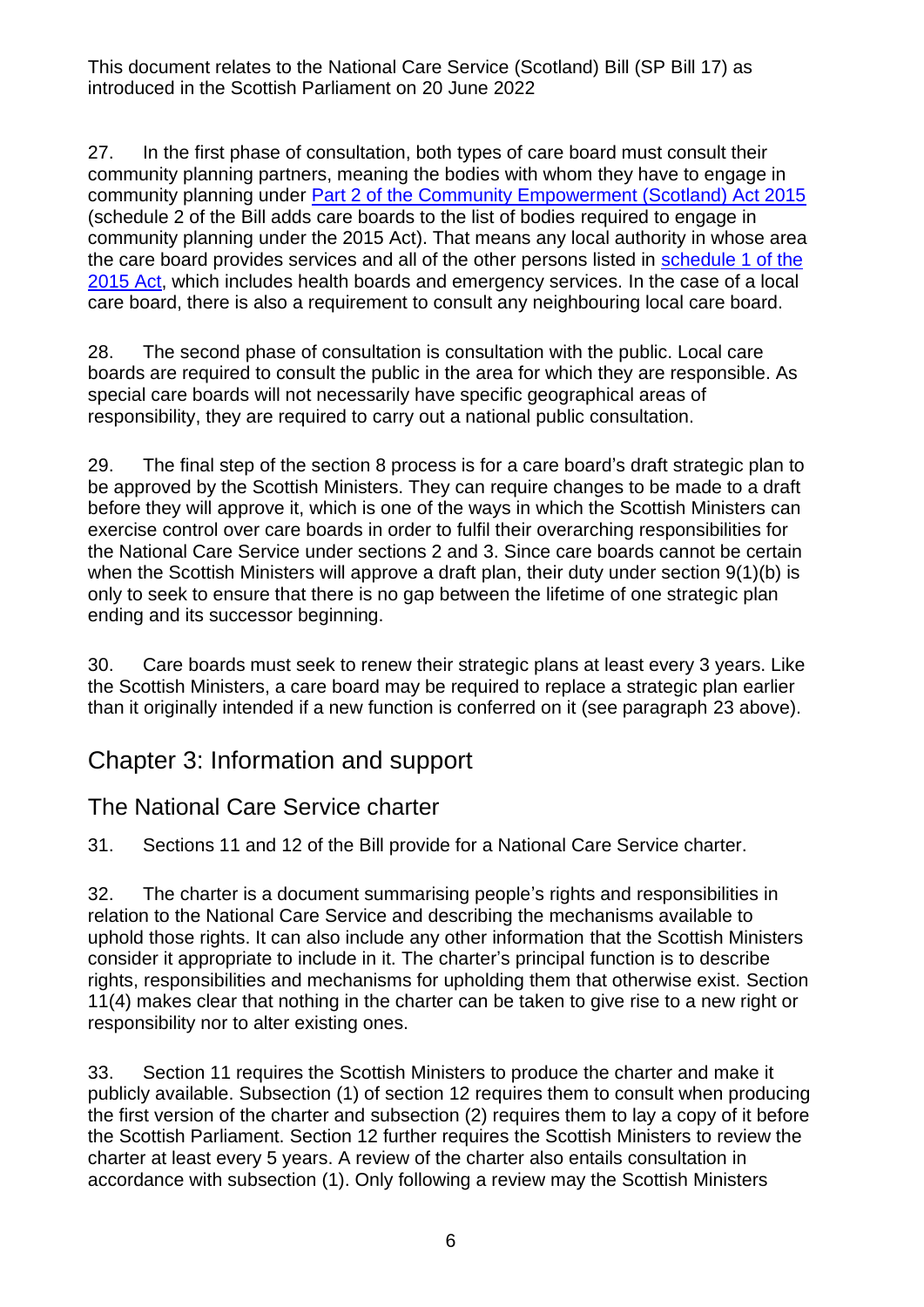27. In the first phase of consultation, both types of care board must consult their community planning partners, meaning the bodies with whom they have to engage in community planning under Part 2 of the Community Empowerment (Scotland) Act 2015 (schedule 2 of the Bill adds care boards to the list of bodies required to engage in community planning under the 2015 Act). That means any local authority in whose area the care board provides services and all of the other persons listed in schedule 1 of the 2015 Act, which includes health boards and emergency services. In the case of a local care board, there is also a requirement to consult any neighbouring local care board.

28. The second phase of consultation is consultation with the public. Local care boards are required to consult the public in the area for which they are responsible. As special care boards will not necessarily have specific geographical areas of responsibility, they are required to carry out a national public consultation.

29. The final step of the section 8 process is for a care board's draft strategic plan to be approved by the Scottish Ministers. They can require changes to be made to a draft before they will approve it, which is one of the ways in which the Scottish Ministers can exercise control over care boards in order to fulfil their overarching responsibilities for the National Care Service under sections 2 and 3. Since care boards cannot be certain when the Scottish Ministers will approve a draft plan, their duty under section 9(1)(b) is only to seek to ensure that there is no gap between the lifetime of one strategic plan ending and its successor beginning.

30. Care boards must seek to renew their strategic plans at least every 3 years. Like the Scottish Ministers, a care board may be required to replace a strategic plan earlier than it originally intended if a new function is conferred on it (see paragraph 23 above).

## Chapter 3: Information and support

### The National Care Service charter

31. Sections 11 and 12 of the Bill provide for a National Care Service charter.

32. The charter is a document summarising people's rights and responsibilities in relation to the National Care Service and describing the mechanisms available to uphold those rights. It can also include any other information that the Scottish Ministers consider it appropriate to include in it. The charter's principal function is to describe rights, responsibilities and mechanisms for upholding them that otherwise exist. Section 11(4) makes clear that nothing in the charter can be taken to give rise to a new right or responsibility nor to alter existing ones.

33. Section 11 requires the Scottish Ministers to produce the charter and make it publicly available. Subsection (1) of section 12 requires them to consult when producing the first version of the charter and subsection (2) requires them to lay a copy of it before the Scottish Parliament. Section 12 further requires the Scottish Ministers to review the charter at least every 5 years. A review of the charter also entails consultation in accordance with subsection (1). Only following a review may the Scottish Ministers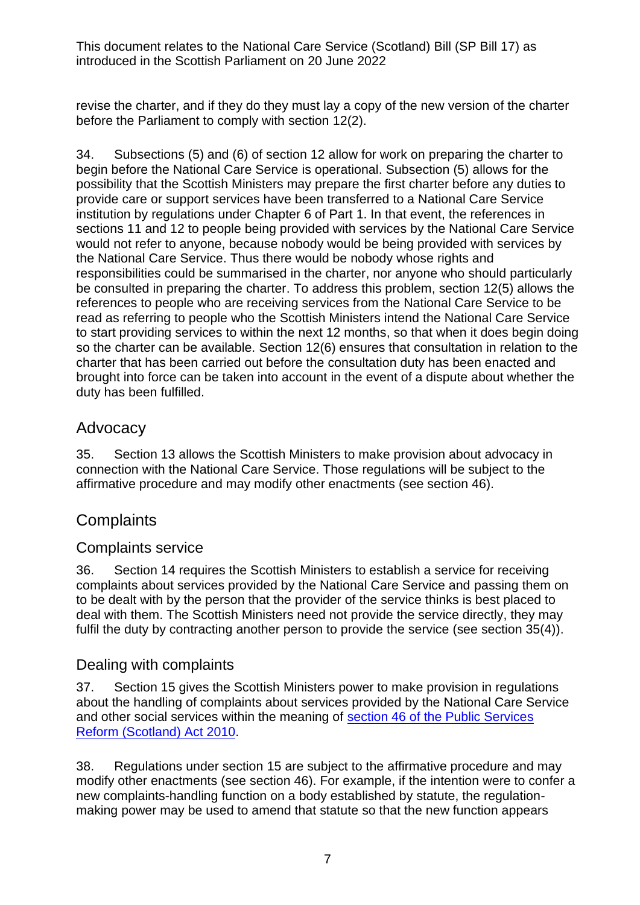revise the charter, and if they do they must lay a copy of the new version of the charter before the Parliament to comply with section 12(2).

34. Subsections (5) and (6) of section 12 allow for work on preparing the charter to begin before the National Care Service is operational. Subsection (5) allows for the possibility that the Scottish Ministers may prepare the first charter before any duties to provide care or support services have been transferred to a National Care Service institution by regulations under Chapter 6 of Part 1. In that event, the references in sections 11 and 12 to people being provided with services by the National Care Service would not refer to anyone, because nobody would be being provided with services by the National Care Service. Thus there would be nobody whose rights and responsibilities could be summarised in the charter, nor anyone who should particularly be consulted in preparing the charter. To address this problem, section 12(5) allows the references to people who are receiving services from the National Care Service to be read as referring to people who the Scottish Ministers intend the National Care Service to start providing services to within the next 12 months, so that when it does begin doing so the charter can be available. Section 12(6) ensures that consultation in relation to the charter that has been carried out before the consultation duty has been enacted and brought into force can be taken into account in the event of a dispute about whether the duty has been fulfilled.

## Advocacy

35. Section 13 allows the Scottish Ministers to make provision about advocacy in connection with the National Care Service. Those regulations will be subject to the affirmative procedure and may modify other enactments (see section 46).

## Complaints

### Complaints service

36. Section 14 requires the Scottish Ministers to establish a service for receiving complaints about services provided by the National Care Service and passing them on to be dealt with by the person that the provider of the service thinks is best placed to deal with them. The Scottish Ministers need not provide the service directly, they may fulfil the duty by contracting another person to provide the service (see section 35(4)).

### Dealing with complaints

37. Section 15 gives the Scottish Ministers power to make provision in regulations about the handling of complaints about services provided by the National Care Service and other social services within the meaning of [section 46 of the Public Services Reform (Scotland) Act 2010](https://www.legislation.gov.uk/asp/2010/8/section/46).

38. Regulations under section 15 are subject to the affirmative procedure and may modify other enactments (see section 46). For example, if the intention were to confer a new complaints-handling function on a body established by statute, the regulation-making power may be used to amend that statute so that the new function appears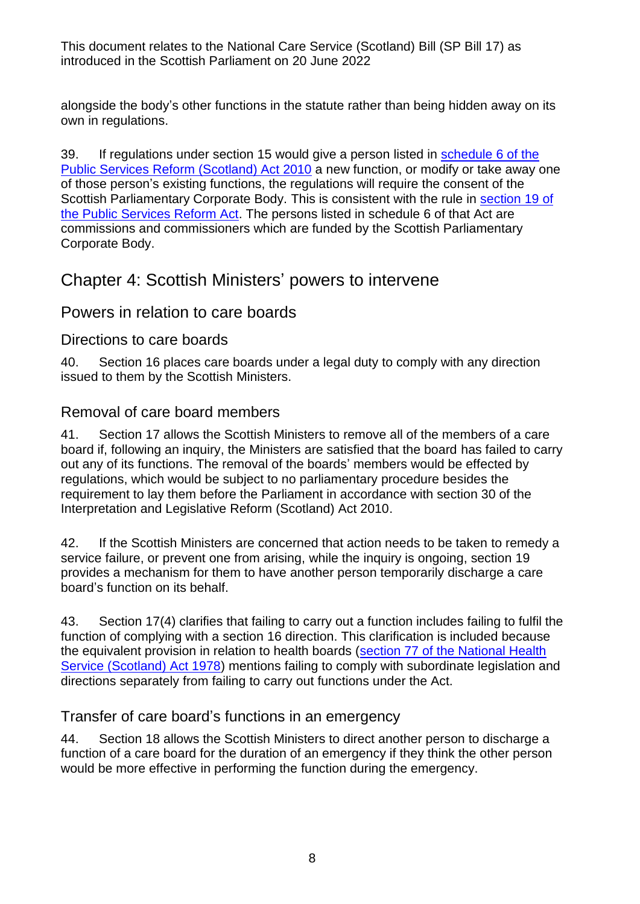alongside the body's other functions in the statute rather than being hidden away on its own in regulations.

39. If regulations under section 15 would give a person listed in [schedule 6 of the Public Services Reform (Scotland) Act 2010] a new function, or modify or take away one of those person's existing functions, the regulations will require the consent of the Scottish Parliamentary Corporate Body. This is consistent with the rule in [section 19 of the Public Services Reform Act]. The persons listed in schedule 6 of that Act are commissions and commissioners which are funded by the Scottish Parliamentary Corporate Body.

## Chapter 4: Scottish Ministers' powers to intervene

### Powers in relation to care boards

#### Directions to care boards

40. Section 16 places care boards under a legal duty to comply with any direction issued to them by the Scottish Ministers.

#### Removal of care board members

41. Section 17 allows the Scottish Ministers to remove all of the members of a care board if, following an inquiry, the Ministers are satisfied that the board has failed to carry out any of its functions. The removal of the boards' members would be effected by regulations, which would be subject to no parliamentary procedure besides the requirement to lay them before the Parliament in accordance with section 30 of the Interpretation and Legislative Reform (Scotland) Act 2010.

42. If the Scottish Ministers are concerned that action needs to be taken to remedy a service failure, or prevent one from arising, while the inquiry is ongoing, section 19 provides a mechanism for them to have another person temporarily discharge a care board's function on its behalf.

43. Section 17(4) clarifies that failing to carry out a function includes failing to fulfil the function of complying with a section 16 direction. This clarification is included because the equivalent provision in relation to health boards ([section 77 of the National Health Service (Scotland) Act 1978]) mentions failing to comply with subordinate legislation and directions separately from failing to carry out functions under the Act.

#### Transfer of care board's functions in an emergency

44. Section 18 allows the Scottish Ministers to direct another person to discharge a function of a care board for the duration of an emergency if they think the other person would be more effective in performing the function during the emergency.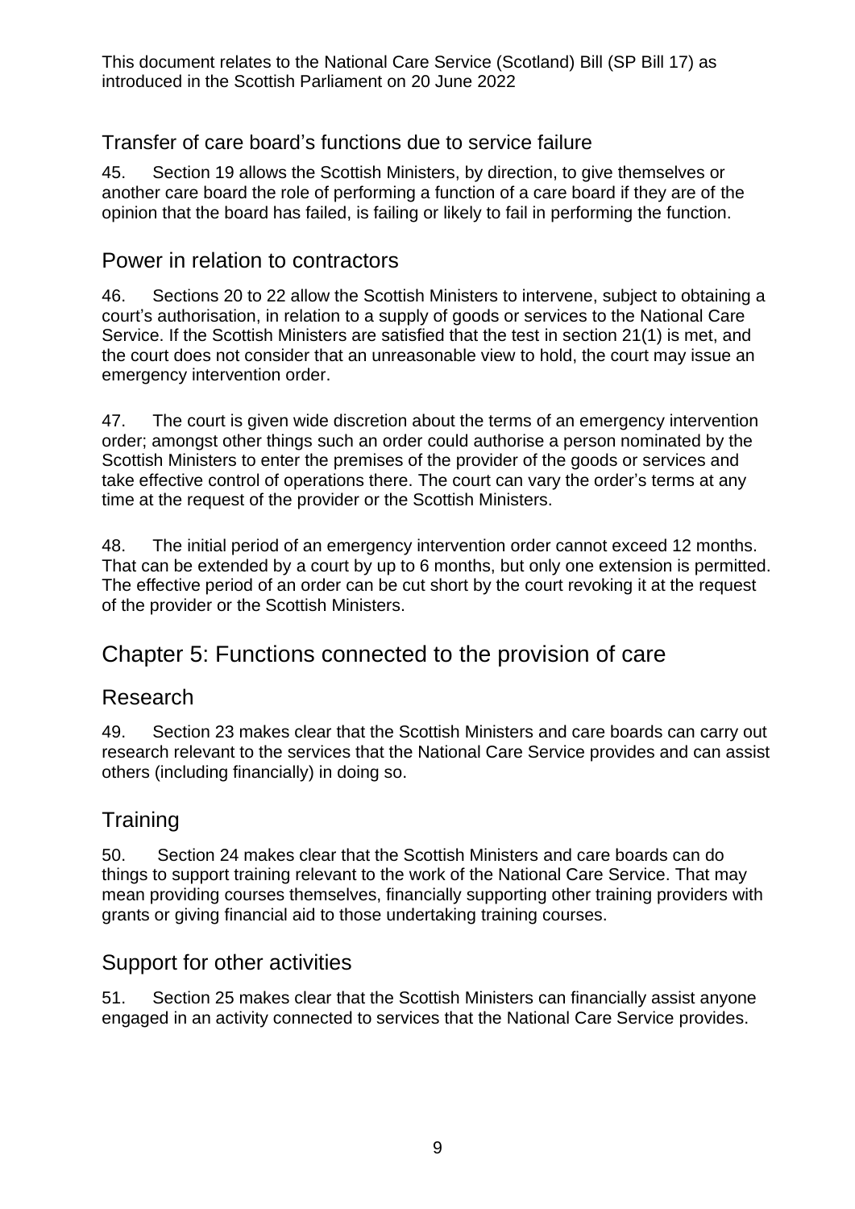## Transfer of care board's functions due to service failure

45. Section 19 allows the Scottish Ministers, by direction, to give themselves or another care board the role of performing a function of a care board if they are of the opinion that the board has failed, is failing or likely to fail in performing the function.

## Power in relation to contractors

46. Sections 20 to 22 allow the Scottish Ministers to intervene, subject to obtaining a court's authorisation, in relation to a supply of goods or services to the National Care Service. If the Scottish Ministers are satisfied that the test in section 21(1) is met, and the court does not consider that an unreasonable view to hold, the court may issue an emergency intervention order.

47. The court is given wide discretion about the terms of an emergency intervention order; amongst other things such an order could authorise a person nominated by the Scottish Ministers to enter the premises of the provider of the goods or services and take effective control of operations there. The court can vary the order's terms at any time at the request of the provider or the Scottish Ministers.

48. The initial period of an emergency intervention order cannot exceed 12 months. That can be extended by a court by up to 6 months, but only one extension is permitted. The effective period of an order can be cut short by the court revoking it at the request of the provider or the Scottish Ministers.

# Chapter 5: Functions connected to the provision of care

## Research

49. Section 23 makes clear that the Scottish Ministers and care boards can carry out research relevant to the services that the National Care Service provides and can assist others (including financially) in doing so.

## Training

50. Section 24 makes clear that the Scottish Ministers and care boards can do things to support training relevant to the work of the National Care Service. That may mean providing courses themselves, financially supporting other training providers with grants or giving financial aid to those undertaking training courses.

## Support for other activities

51. Section 25 makes clear that the Scottish Ministers can financially assist anyone engaged in an activity connected to services that the National Care Service provides.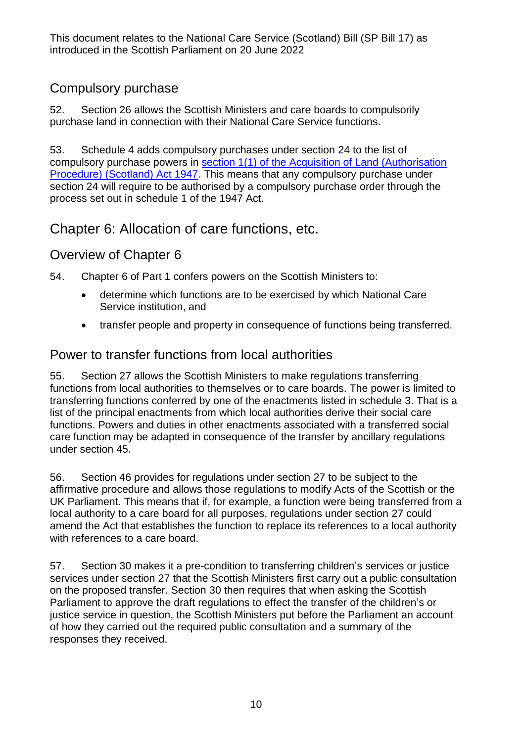This document relates to the National Care Service (Scotland) Bill (SP Bill 17) as introduced in the Scottish Parliament on 20 June 2022

## Compulsory purchase

52. Section 26 allows the Scottish Ministers and care boards to compulsorily purchase land in connection with their National Care Service functions.

53. Schedule 4 adds compulsory purchases under section 24 to the list of compulsory purchase powers in [section 1(1) of the Acquisition of Land (Authorisation Procedure) (Scotland) Act 1947](). This means that any compulsory purchase under section 24 will require to be authorised by a compulsory purchase order through the process set out in schedule 1 of the 1947 Act.

# Chapter 6: Allocation of care functions, etc.

## Overview of Chapter 6

54. Chapter 6 of Part 1 confers powers on the Scottish Ministers to:

- determine which functions are to be exercised by which National Care Service institution, and
- transfer people and property in consequence of functions being transferred.

## Power to transfer functions from local authorities

55. Section 27 allows the Scottish Ministers to make regulations transferring functions from local authorities to themselves or to care boards. The power is limited to transferring functions conferred by one of the enactments listed in schedule 3. That is a list of the principal enactments from which local authorities derive their social care functions. Powers and duties in other enactments associated with a transferred social care function may be adapted in consequence of the transfer by ancillary regulations under section 45.

56. Section 46 provides for regulations under section 27 to be subject to the affirmative procedure and allows those regulations to modify Acts of the Scottish or the UK Parliament. This means that if, for example, a function were being transferred from a local authority to a care board for all purposes, regulations under section 27 could amend the Act that establishes the function to replace its references to a local authority with references to a care board.

57. Section 30 makes it a pre-condition to transferring children's services or justice services under section 27 that the Scottish Ministers first carry out a public consultation on the proposed transfer. Section 30 then requires that when asking the Scottish Parliament to approve the draft regulations to effect the transfer of the children's or justice service in question, the Scottish Ministers put before the Parliament an account of how they carried out the required public consultation and a summary of the responses they received.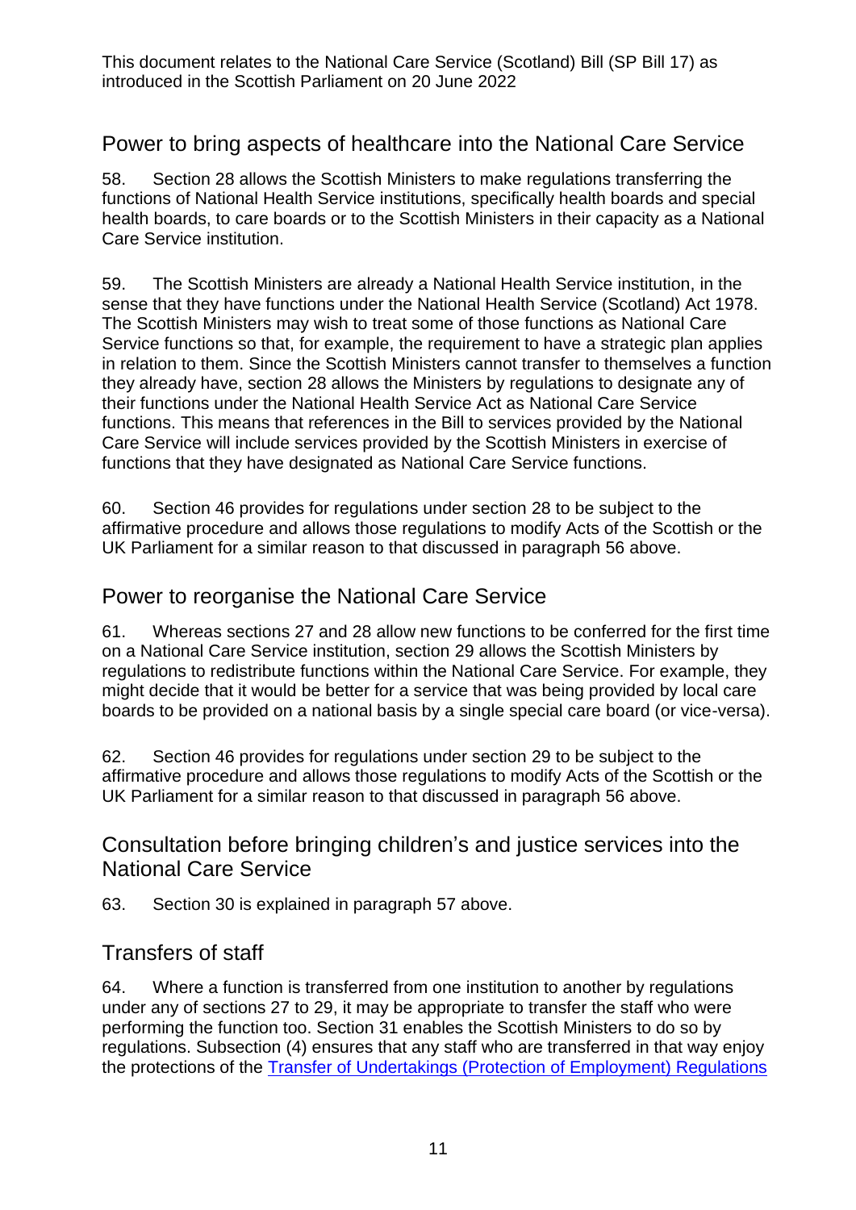## Power to bring aspects of healthcare into the National Care Service

58. Section 28 allows the Scottish Ministers to make regulations transferring the functions of National Health Service institutions, specifically health boards and special health boards, to care boards or to the Scottish Ministers in their capacity as a National Care Service institution.

59. The Scottish Ministers are already a National Health Service institution, in the sense that they have functions under the National Health Service (Scotland) Act 1978. The Scottish Ministers may wish to treat some of those functions as National Care Service functions so that, for example, the requirement to have a strategic plan applies in relation to them. Since the Scottish Ministers cannot transfer to themselves a function they already have, section 28 allows the Ministers by regulations to designate any of their functions under the National Health Service Act as National Care Service functions. This means that references in the Bill to services provided by the National Care Service will include services provided by the Scottish Ministers in exercise of functions that they have designated as National Care Service functions.

60. Section 46 provides for regulations under section 28 to be subject to the affirmative procedure and allows those regulations to modify Acts of the Scottish or the UK Parliament for a similar reason to that discussed in paragraph 56 above.

## Power to reorganise the National Care Service

61. Whereas sections 27 and 28 allow new functions to be conferred for the first time on a National Care Service institution, section 29 allows the Scottish Ministers by regulations to redistribute functions within the National Care Service. For example, they might decide that it would be better for a service that was being provided by local care boards to be provided on a national basis by a single special care board (or vice-versa).

62. Section 46 provides for regulations under section 29 to be subject to the affirmative procedure and allows those regulations to modify Acts of the Scottish or the UK Parliament for a similar reason to that discussed in paragraph 56 above.

## Consultation before bringing children's and justice services into the National Care Service

63. Section 30 is explained in paragraph 57 above.

## Transfers of staff

64. Where a function is transferred from one institution to another by regulations under any of sections 27 to 29, it may be appropriate to transfer the staff who were performing the function too. Section 31 enables the Scottish Ministers to do so by regulations. Subsection (4) ensures that any staff who are transferred in that way enjoy the protections of the Transfer of Undertakings (Protection of Employment) Regulations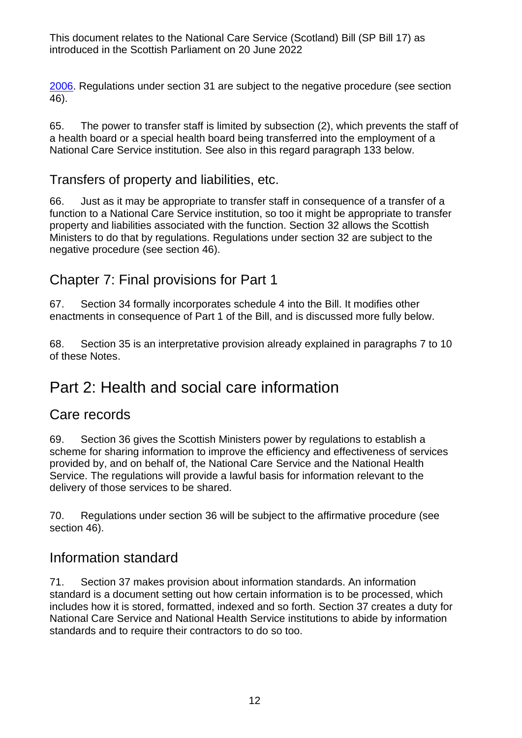2006. Regulations under section 31 are subject to the negative procedure (see section 46).

65. The power to transfer staff is limited by subsection (2), which prevents the staff of a health board or a special health board being transferred into the employment of a National Care Service institution. See also in this regard paragraph 133 below.

## Transfers of property and liabilities, etc.

66. Just as it may be appropriate to transfer staff in consequence of a transfer of a function to a National Care Service institution, so too it might be appropriate to transfer property and liabilities associated with the function. Section 32 allows the Scottish Ministers to do that by regulations. Regulations under section 32 are subject to the negative procedure (see section 46).

## Chapter 7: Final provisions for Part 1

67. Section 34 formally incorporates schedule 4 into the Bill. It modifies other enactments in consequence of Part 1 of the Bill, and is discussed more fully below.

68. Section 35 is an interpretative provision already explained in paragraphs 7 to 10 of these Notes.

# Part 2: Health and social care information

## Care records

69. Section 36 gives the Scottish Ministers power by regulations to establish a scheme for sharing information to improve the efficiency and effectiveness of services provided by, and on behalf of, the National Care Service and the National Health Service. The regulations will provide a lawful basis for information relevant to the delivery of those services to be shared.

70. Regulations under section 36 will be subject to the affirmative procedure (see section 46).

## Information standard

71. Section 37 makes provision about information standards. An information standard is a document setting out how certain information is to be processed, which includes how it is stored, formatted, indexed and so forth. Section 37 creates a duty for National Care Service and National Health Service institutions to abide by information standards and to require their contractors to do so too.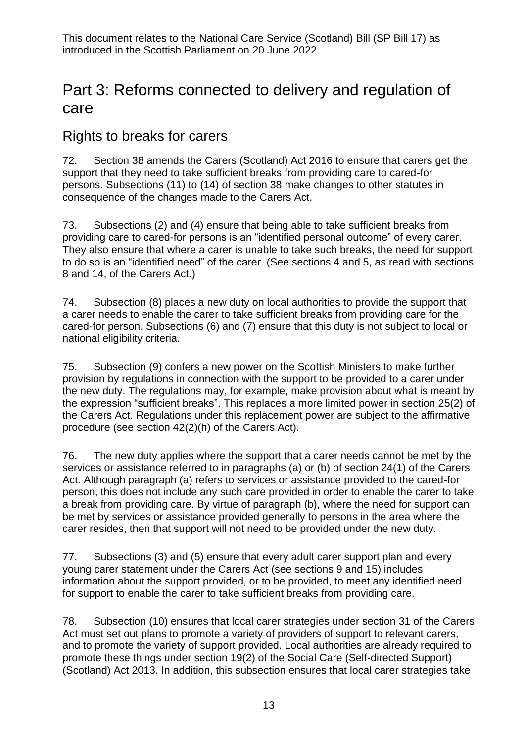# Part 3: Reforms connected to delivery and regulation of care

## Rights to breaks for carers

72. Section 38 amends the Carers (Scotland) Act 2016 to ensure that carers get the support that they need to take sufficient breaks from providing care to cared-for persons. Subsections (11) to (14) of section 38 make changes to other statutes in consequence of the changes made to the Carers Act.

73. Subsections (2) and (4) ensure that being able to take sufficient breaks from providing care to cared-for persons is an "identified personal outcome" of every carer. They also ensure that where a carer is unable to take such breaks, the need for support to do so is an "identified need" of the carer. (See sections 4 and 5, as read with sections 8 and 14, of the Carers Act.)

74. Subsection (8) places a new duty on local authorities to provide the support that a carer needs to enable the carer to take sufficient breaks from providing care for the cared-for person. Subsections (6) and (7) ensure that this duty is not subject to local or national eligibility criteria.

75. Subsection (9) confers a new power on the Scottish Ministers to make further provision by regulations in connection with the support to be provided to a carer under the new duty. The regulations may, for example, make provision about what is meant by the expression "sufficient breaks". This replaces a more limited power in section 25(2) of the Carers Act. Regulations under this replacement power are subject to the affirmative procedure (see section 42(2)(h) of the Carers Act).

76. The new duty applies where the support that a carer needs cannot be met by the services or assistance referred to in paragraphs (a) or (b) of section 24(1) of the Carers Act. Although paragraph (a) refers to services or assistance provided to the cared-for person, this does not include any such care provided in order to enable the carer to take a break from providing care. By virtue of paragraph (b), where the need for support can be met by services or assistance provided generally to persons in the area where the carer resides, then that support will not need to be provided under the new duty.

77. Subsections (3) and (5) ensure that every adult carer support plan and every young carer statement under the Carers Act (see sections 9 and 15) includes information about the support provided, or to be provided, to meet any identified need for support to enable the carer to take sufficient breaks from providing care.

78. Subsection (10) ensures that local carer strategies under section 31 of the Carers Act must set out plans to promote a variety of providers of support to relevant carers, and to promote the variety of support provided. Local authorities are already required to promote these things under section 19(2) of the Social Care (Self-directed Support) (Scotland) Act 2013. In addition, this subsection ensures that local carer strategies take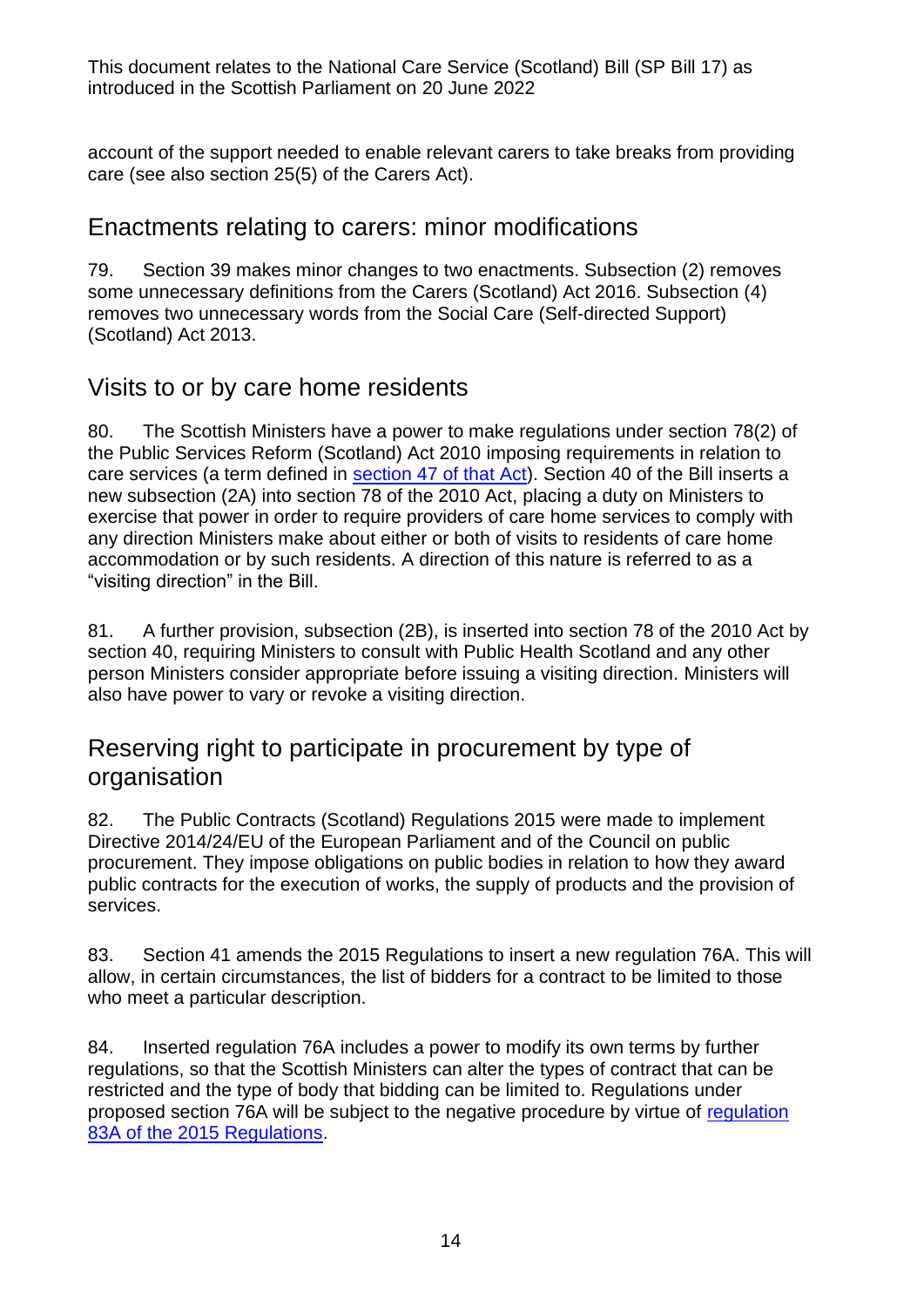account of the support needed to enable relevant carers to take breaks from providing care (see also section 25(5) of the Carers Act).

## Enactments relating to carers: minor modifications

79. Section 39 makes minor changes to two enactments. Subsection (2) removes some unnecessary definitions from the Carers (Scotland) Act 2016. Subsection (4) removes two unnecessary words from the Social Care (Self-directed Support) (Scotland) Act 2013.

## Visits to or by care home residents

80. The Scottish Ministers have a power to make regulations under section 78(2) of the Public Services Reform (Scotland) Act 2010 imposing requirements in relation to care services (a term defined in [section 47 of that Act]). Section 40 of the Bill inserts a new subsection (2A) into section 78 of the 2010 Act, placing a duty on Ministers to exercise that power in order to require providers of care home services to comply with any direction Ministers make about either or both of visits to residents of care home accommodation or by such residents. A direction of this nature is referred to as a "visiting direction" in the Bill.

81. A further provision, subsection (2B), is inserted into section 78 of the 2010 Act by section 40, requiring Ministers to consult with Public Health Scotland and any other person Ministers consider appropriate before issuing a visiting direction. Ministers will also have power to vary or revoke a visiting direction.

## Reserving right to participate in procurement by type of organisation

82. The Public Contracts (Scotland) Regulations 2015 were made to implement Directive 2014/24/EU of the European Parliament and of the Council on public procurement. They impose obligations on public bodies in relation to how they award public contracts for the execution of works, the supply of products and the provision of services.

83. Section 41 amends the 2015 Regulations to insert a new regulation 76A. This will allow, in certain circumstances, the list of bidders for a contract to be limited to those who meet a particular description.

84. Inserted regulation 76A includes a power to modify its own terms by further regulations, so that the Scottish Ministers can alter the types of contract that can be restricted and the type of body that bidding can be limited to. Regulations under proposed section 76A will be subject to the negative procedure by virtue of [regulation 83A of the 2015 Regulations].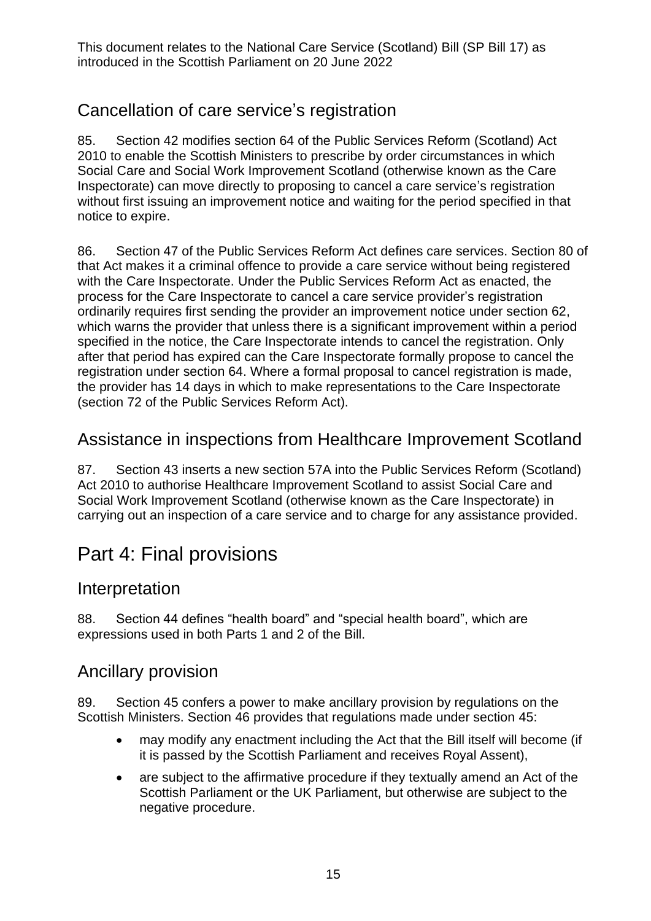## Cancellation of care service's registration

85. Section 42 modifies section 64 of the Public Services Reform (Scotland) Act 2010 to enable the Scottish Ministers to prescribe by order circumstances in which Social Care and Social Work Improvement Scotland (otherwise known as the Care Inspectorate) can move directly to proposing to cancel a care service's registration without first issuing an improvement notice and waiting for the period specified in that notice to expire.

86. Section 47 of the Public Services Reform Act defines care services. Section 80 of that Act makes it a criminal offence to provide a care service without being registered with the Care Inspectorate. Under the Public Services Reform Act as enacted, the process for the Care Inspectorate to cancel a care service provider's registration ordinarily requires first sending the provider an improvement notice under section 62, which warns the provider that unless there is a significant improvement within a period specified in the notice, the Care Inspectorate intends to cancel the registration. Only after that period has expired can the Care Inspectorate formally propose to cancel the registration under section 64. Where a formal proposal to cancel registration is made, the provider has 14 days in which to make representations to the Care Inspectorate (section 72 of the Public Services Reform Act).

## Assistance in inspections from Healthcare Improvement Scotland

87. Section 43 inserts a new section 57A into the Public Services Reform (Scotland) Act 2010 to authorise Healthcare Improvement Scotland to assist Social Care and Social Work Improvement Scotland (otherwise known as the Care Inspectorate) in carrying out an inspection of a care service and to charge for any assistance provided.

# Part 4: Final provisions

## Interpretation

88. Section 44 defines "health board" and "special health board", which are expressions used in both Parts 1 and 2 of the Bill.

## Ancillary provision

89. Section 45 confers a power to make ancillary provision by regulations on the Scottish Ministers. Section 46 provides that regulations made under section 45:

- may modify any enactment including the Act that the Bill itself will become (if it is passed by the Scottish Parliament and receives Royal Assent),
- are subject to the affirmative procedure if they textually amend an Act of the Scottish Parliament or the UK Parliament, but otherwise are subject to the negative procedure.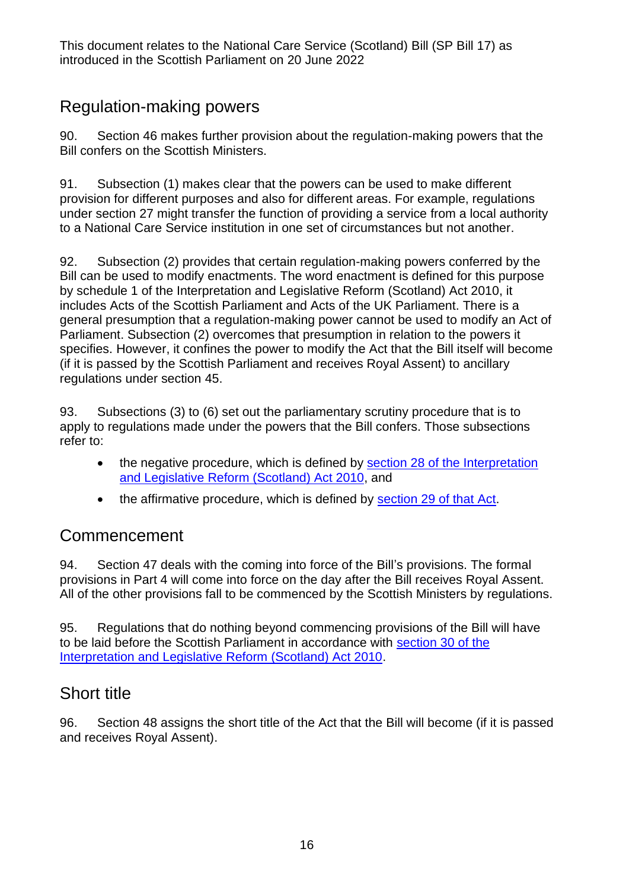This document relates to the National Care Service (Scotland) Bill (SP Bill 17) as introduced in the Scottish Parliament on 20 June 2022

## Regulation-making powers

90. Section 46 makes further provision about the regulation-making powers that the Bill confers on the Scottish Ministers.

91. Subsection (1) makes clear that the powers can be used to make different provision for different purposes and also for different areas. For example, regulations under section 27 might transfer the function of providing a service from a local authority to a National Care Service institution in one set of circumstances but not another.

92. Subsection (2) provides that certain regulation-making powers conferred by the Bill can be used to modify enactments. The word enactment is defined for this purpose by schedule 1 of the Interpretation and Legislative Reform (Scotland) Act 2010, it includes Acts of the Scottish Parliament and Acts of the UK Parliament. There is a general presumption that a regulation-making power cannot be used to modify an Act of Parliament. Subsection (2) overcomes that presumption in relation to the powers it specifies. However, it confines the power to modify the Act that the Bill itself will become (if it is passed by the Scottish Parliament and receives Royal Assent) to ancillary regulations under section 45.

93. Subsections (3) to (6) set out the parliamentary scrutiny procedure that is to apply to regulations made under the powers that the Bill confers. Those subsections refer to:

- the negative procedure, which is defined by section 28 of the Interpretation and Legislative Reform (Scotland) Act 2010, and
- the affirmative procedure, which is defined by section 29 of that Act.

## Commencement

94. Section 47 deals with the coming into force of the Bill's provisions. The formal provisions in Part 4 will come into force on the day after the Bill receives Royal Assent. All of the other provisions fall to be commenced by the Scottish Ministers by regulations.

95. Regulations that do nothing beyond commencing provisions of the Bill will have to be laid before the Scottish Parliament in accordance with section 30 of the Interpretation and Legislative Reform (Scotland) Act 2010.

## Short title

96. Section 48 assigns the short title of the Act that the Bill will become (if it is passed and receives Royal Assent).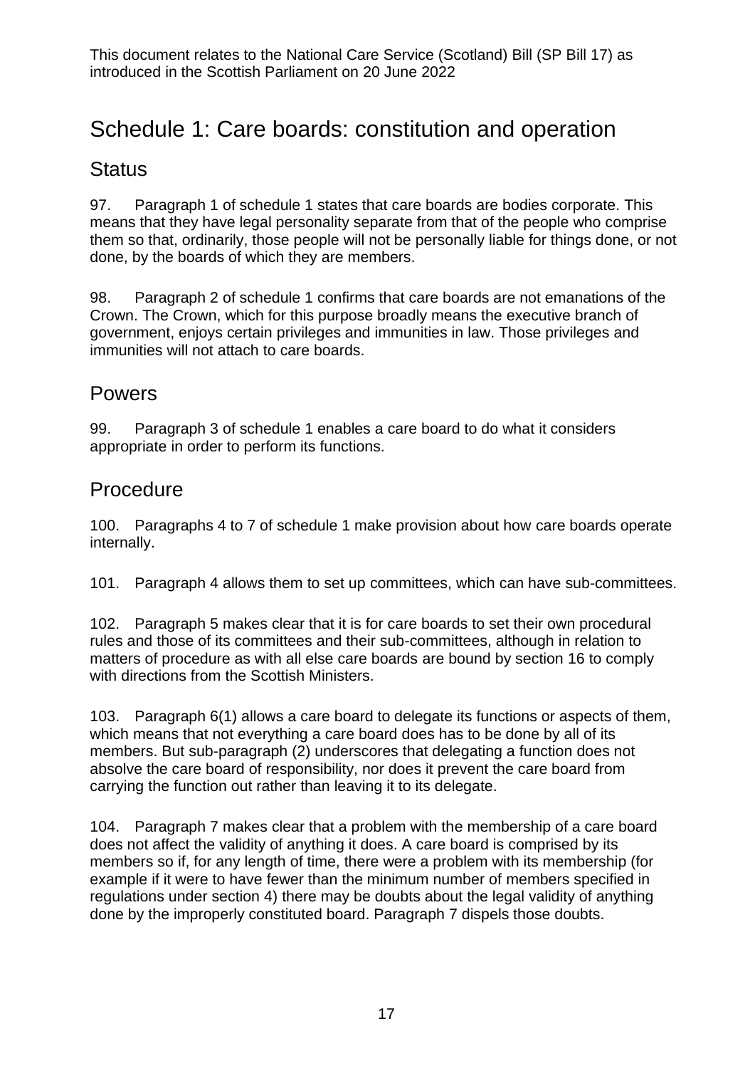# Schedule 1: Care boards: constitution and operation

## Status

97. Paragraph 1 of schedule 1 states that care boards are bodies corporate. This means that they have legal personality separate from that of the people who comprise them so that, ordinarily, those people will not be personally liable for things done, or not done, by the boards of which they are members.

98. Paragraph 2 of schedule 1 confirms that care boards are not emanations of the Crown. The Crown, which for this purpose broadly means the executive branch of government, enjoys certain privileges and immunities in law. Those privileges and immunities will not attach to care boards.

## Powers

99. Paragraph 3 of schedule 1 enables a care board to do what it considers appropriate in order to perform its functions.

## Procedure

100. Paragraphs 4 to 7 of schedule 1 make provision about how care boards operate internally.

101. Paragraph 4 allows them to set up committees, which can have sub-committees.

102. Paragraph 5 makes clear that it is for care boards to set their own procedural rules and those of its committees and their sub-committees, although in relation to matters of procedure as with all else care boards are bound by section 16 to comply with directions from the Scottish Ministers.

103. Paragraph 6(1) allows a care board to delegate its functions or aspects of them, which means that not everything a care board does has to be done by all of its members. But sub-paragraph (2) underscores that delegating a function does not absolve the care board of responsibility, nor does it prevent the care board from carrying the function out rather than leaving it to its delegate.

104. Paragraph 7 makes clear that a problem with the membership of a care board does not affect the validity of anything it does. A care board is comprised by its members so if, for any length of time, there were a problem with its membership (for example if it were to have fewer than the minimum number of members specified in regulations under section 4) there may be doubts about the legal validity of anything done by the improperly constituted board. Paragraph 7 dispels those doubts.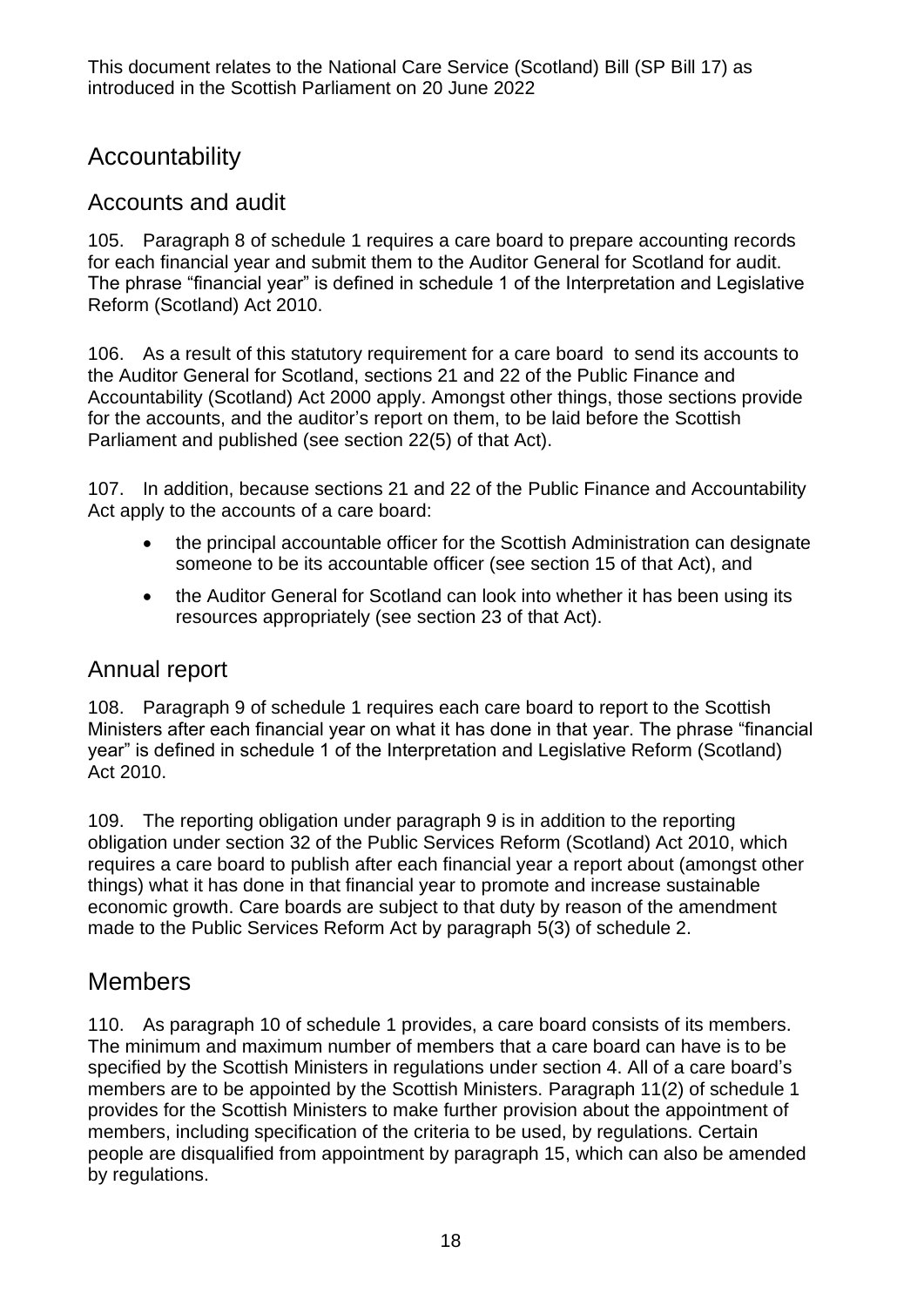This document relates to the National Care Service (Scotland) Bill (SP Bill 17) as introduced in the Scottish Parliament on 20 June 2022

## Accountability

### Accounts and audit

105. Paragraph 8 of schedule 1 requires a care board to prepare accounting records for each financial year and submit them to the Auditor General for Scotland for audit. The phrase "financial year" is defined in schedule 1 of the Interpretation and Legislative Reform (Scotland) Act 2010.

106. As a result of this statutory requirement for a care board to send its accounts to the Auditor General for Scotland, sections 21 and 22 of the Public Finance and Accountability (Scotland) Act 2000 apply. Amongst other things, those sections provide for the accounts, and the auditor's report on them, to be laid before the Scottish Parliament and published (see section 22(5) of that Act).

107. In addition, because sections 21 and 22 of the Public Finance and Accountability Act apply to the accounts of a care board:

- the principal accountable officer for the Scottish Administration can designate someone to be its accountable officer (see section 15 of that Act), and
- the Auditor General for Scotland can look into whether it has been using its resources appropriately (see section 23 of that Act).

### Annual report

108. Paragraph 9 of schedule 1 requires each care board to report to the Scottish Ministers after each financial year on what it has done in that year. The phrase "financial year" is defined in schedule 1 of the Interpretation and Legislative Reform (Scotland) Act 2010.

109. The reporting obligation under paragraph 9 is in addition to the reporting obligation under section 32 of the Public Services Reform (Scotland) Act 2010, which requires a care board to publish after each financial year a report about (amongst other things) what it has done in that financial year to promote and increase sustainable economic growth. Care boards are subject to that duty by reason of the amendment made to the Public Services Reform Act by paragraph 5(3) of schedule 2.

## Members

110. As paragraph 10 of schedule 1 provides, a care board consists of its members. The minimum and maximum number of members that a care board can have is to be specified by the Scottish Ministers in regulations under section 4. All of a care board's members are to be appointed by the Scottish Ministers. Paragraph 11(2) of schedule 1 provides for the Scottish Ministers to make further provision about the appointment of members, including specification of the criteria to be used, by regulations. Certain people are disqualified from appointment by paragraph 15, which can also be amended by regulations.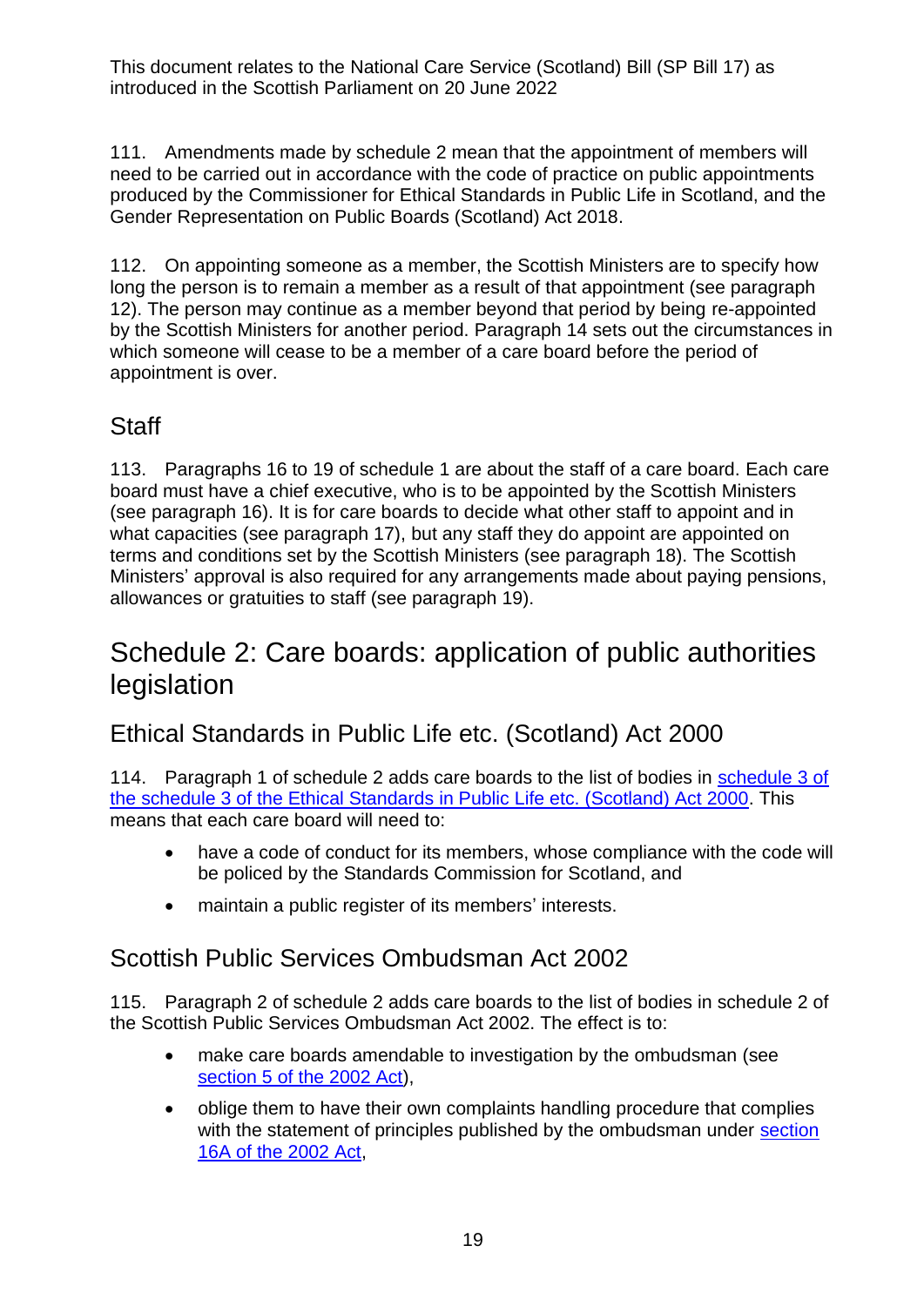111. Amendments made by schedule 2 mean that the appointment of members will need to be carried out in accordance with the code of practice on public appointments produced by the Commissioner for Ethical Standards in Public Life in Scotland, and the Gender Representation on Public Boards (Scotland) Act 2018.

112. On appointing someone as a member, the Scottish Ministers are to specify how long the person is to remain a member as a result of that appointment (see paragraph 12). The person may continue as a member beyond that period by being re-appointed by the Scottish Ministers for another period. Paragraph 14 sets out the circumstances in which someone will cease to be a member of a care board before the period of appointment is over.

## Staff

113. Paragraphs 16 to 19 of schedule 1 are about the staff of a care board. Each care board must have a chief executive, who is to be appointed by the Scottish Ministers (see paragraph 16). It is for care boards to decide what other staff to appoint and in what capacities (see paragraph 17), but any staff they do appoint are appointed on terms and conditions set by the Scottish Ministers (see paragraph 18). The Scottish Ministers' approval is also required for any arrangements made about paying pensions, allowances or gratuities to staff (see paragraph 19).

# Schedule 2: Care boards: application of public authorities legislation

## Ethical Standards in Public Life etc. (Scotland) Act 2000

114. Paragraph 1 of schedule 2 adds care boards to the list of bodies in schedule 3 of the schedule 3 of the Ethical Standards in Public Life etc. (Scotland) Act 2000. This means that each care board will need to:

- have a code of conduct for its members, whose compliance with the code will be policed by the Standards Commission for Scotland, and
- maintain a public register of its members' interests.

## Scottish Public Services Ombudsman Act 2002

115. Paragraph 2 of schedule 2 adds care boards to the list of bodies in schedule 2 of the Scottish Public Services Ombudsman Act 2002. The effect is to:

- make care boards amendable to investigation by the ombudsman (see section 5 of the 2002 Act),
- oblige them to have their own complaints handling procedure that complies with the statement of principles published by the ombudsman under section 16A of the 2002 Act,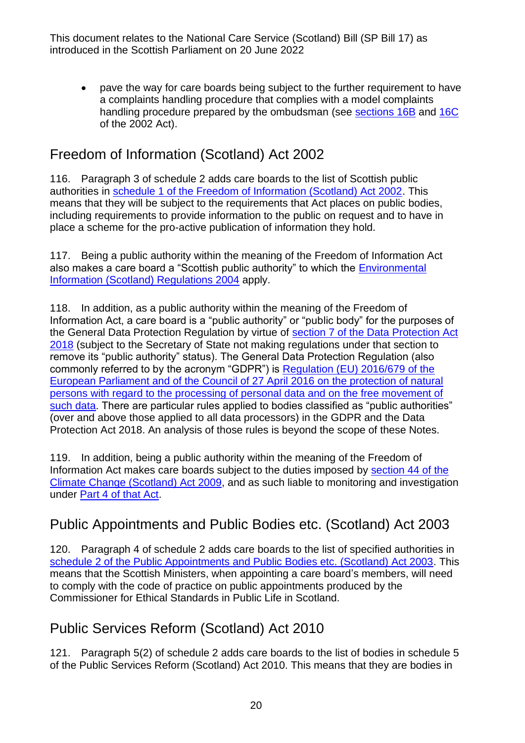- pave the way for care boards being subject to the further requirement to have a complaints handling procedure that complies with a model complaints handling procedure prepared by the ombudsman (see sections 16B and 16C of the 2002 Act).

## Freedom of Information (Scotland) Act 2002

116. Paragraph 3 of schedule 2 adds care boards to the list of Scottish public authorities in schedule 1 of the Freedom of Information (Scotland) Act 2002. This means that they will be subject to the requirements that Act places on public bodies, including requirements to provide information to the public on request and to have in place a scheme for the pro-active publication of information they hold.

117. Being a public authority within the meaning of the Freedom of Information Act also makes a care board a "Scottish public authority" to which the Environmental Information (Scotland) Regulations 2004 apply.

118. In addition, as a public authority within the meaning of the Freedom of Information Act, a care board is a "public authority" or "public body" for the purposes of the General Data Protection Regulation by virtue of section 7 of the Data Protection Act 2018 (subject to the Secretary of State not making regulations under that section to remove its "public authority" status). The General Data Protection Regulation (also commonly referred to by the acronym "GDPR") is Regulation (EU) 2016/679 of the European Parliament and of the Council of 27 April 2016 on the protection of natural persons with regard to the processing of personal data and on the free movement of such data. There are particular rules applied to bodies classified as "public authorities" (over and above those applied to all data processors) in the GDPR and the Data Protection Act 2018. An analysis of those rules is beyond the scope of these Notes.

119. In addition, being a public authority within the meaning of the Freedom of Information Act makes care boards subject to the duties imposed by section 44 of the Climate Change (Scotland) Act 2009, and as such liable to monitoring and investigation under Part 4 of that Act.

## Public Appointments and Public Bodies etc. (Scotland) Act 2003

120. Paragraph 4 of schedule 2 adds care boards to the list of specified authorities in schedule 2 of the Public Appointments and Public Bodies etc. (Scotland) Act 2003. This means that the Scottish Ministers, when appointing a care board's members, will need to comply with the code of practice on public appointments produced by the Commissioner for Ethical Standards in Public Life in Scotland.

## Public Services Reform (Scotland) Act 2010

121. Paragraph 5(2) of schedule 2 adds care boards to the list of bodies in schedule 5 of the Public Services Reform (Scotland) Act 2010. This means that they are bodies in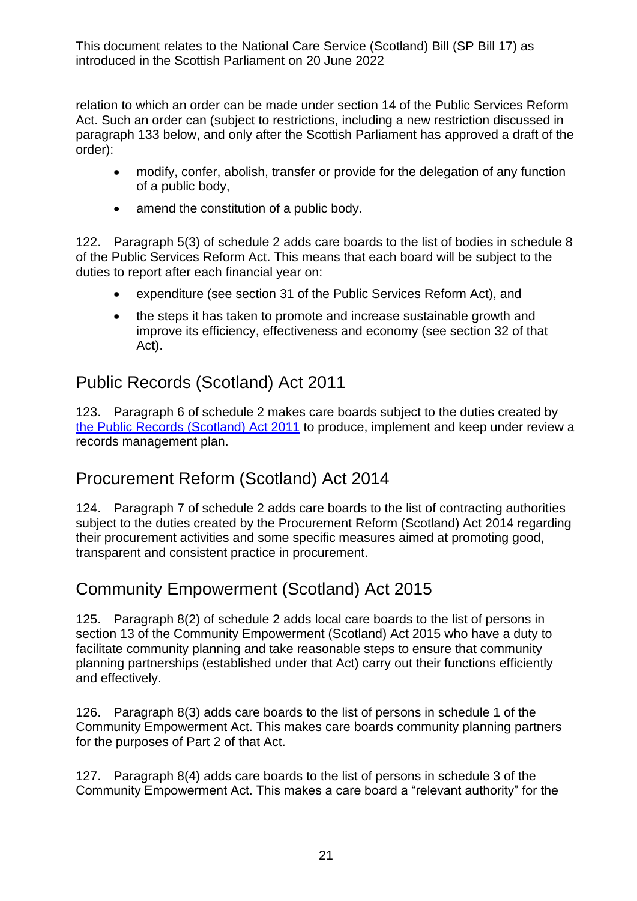relation to which an order can be made under section 14 of the Public Services Reform Act. Such an order can (subject to restrictions, including a new restriction discussed in paragraph 133 below, and only after the Scottish Parliament has approved a draft of the order):

- modify, confer, abolish, transfer or provide for the delegation of any function of a public body,
- amend the constitution of a public body.

122. Paragraph 5(3) of schedule 2 adds care boards to the list of bodies in schedule 8 of the Public Services Reform Act. This means that each board will be subject to the duties to report after each financial year on:

- expenditure (see section 31 of the Public Services Reform Act), and
- the steps it has taken to promote and increase sustainable growth and improve its efficiency, effectiveness and economy (see section 32 of that Act).

## Public Records (Scotland) Act 2011

123. Paragraph 6 of schedule 2 makes care boards subject to the duties created by the Public Records (Scotland) Act 2011 to produce, implement and keep under review a records management plan.

## Procurement Reform (Scotland) Act 2014

124. Paragraph 7 of schedule 2 adds care boards to the list of contracting authorities subject to the duties created by the Procurement Reform (Scotland) Act 2014 regarding their procurement activities and some specific measures aimed at promoting good, transparent and consistent practice in procurement.

## Community Empowerment (Scotland) Act 2015

125. Paragraph 8(2) of schedule 2 adds local care boards to the list of persons in section 13 of the Community Empowerment (Scotland) Act 2015 who have a duty to facilitate community planning and take reasonable steps to ensure that community planning partnerships (established under that Act) carry out their functions efficiently and effectively.

126. Paragraph 8(3) adds care boards to the list of persons in schedule 1 of the Community Empowerment Act. This makes care boards community planning partners for the purposes of Part 2 of that Act.

127. Paragraph 8(4) adds care boards to the list of persons in schedule 3 of the Community Empowerment Act. This makes a care board a "relevant authority" for the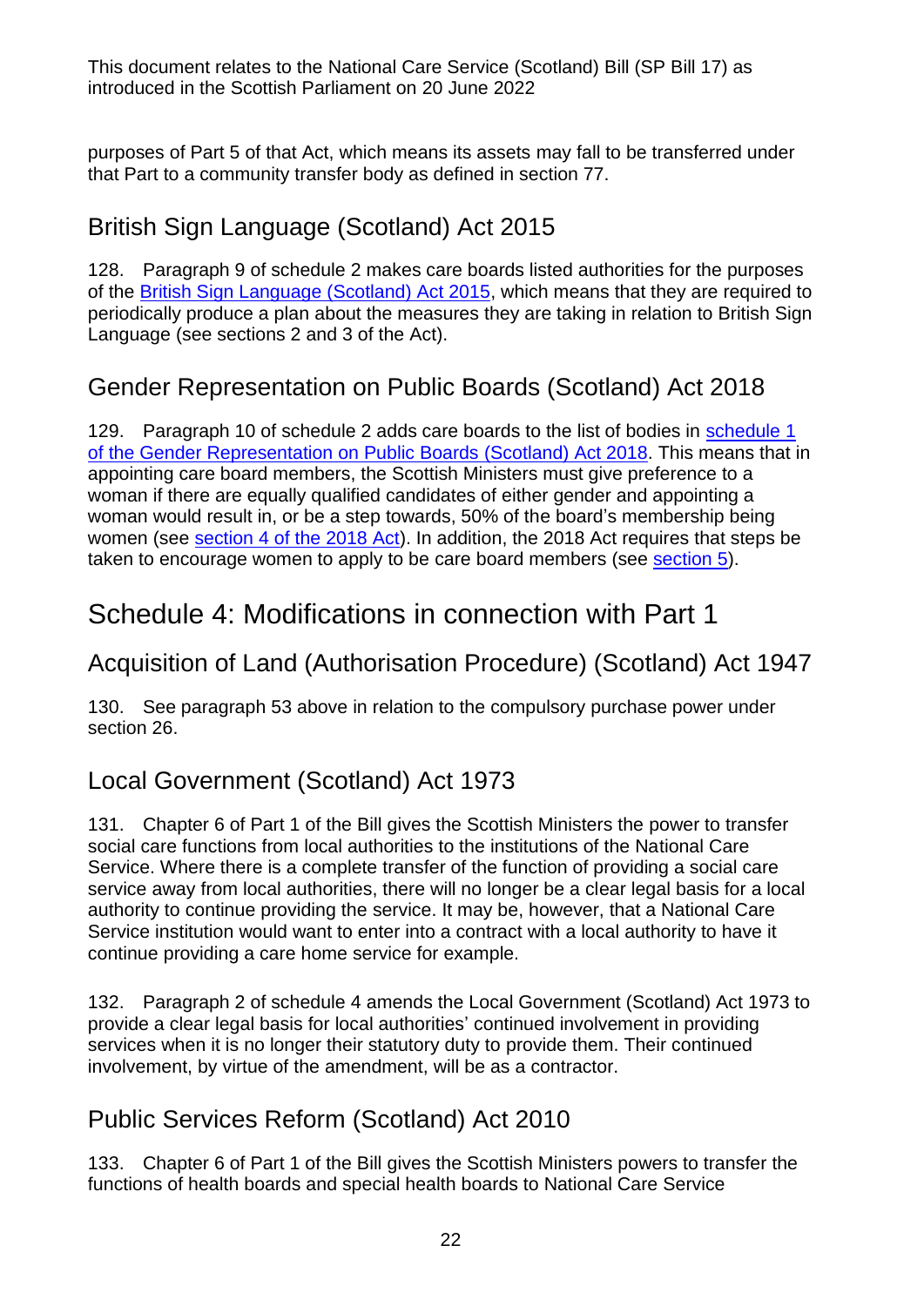purposes of Part 5 of that Act, which means its assets may fall to be transferred under that Part to a community transfer body as defined in section 77.

## British Sign Language (Scotland) Act 2015

128. Paragraph 9 of schedule 2 makes care boards listed authorities for the purposes of the British Sign Language (Scotland) Act 2015, which means that they are required to periodically produce a plan about the measures they are taking in relation to British Sign Language (see sections 2 and 3 of the Act).

## Gender Representation on Public Boards (Scotland) Act 2018

129. Paragraph 10 of schedule 2 adds care boards to the list of bodies in schedule 1 of the Gender Representation on Public Boards (Scotland) Act 2018. This means that in appointing care board members, the Scottish Ministers must give preference to a woman if there are equally qualified candidates of either gender and appointing a woman would result in, or be a step towards, 50% of the board's membership being women (see section 4 of the 2018 Act). In addition, the 2018 Act requires that steps be taken to encourage women to apply to be care board members (see section 5).

# Schedule 4: Modifications in connection with Part 1

## Acquisition of Land (Authorisation Procedure) (Scotland) Act 1947

130. See paragraph 53 above in relation to the compulsory purchase power under section 26.

## Local Government (Scotland) Act 1973

131. Chapter 6 of Part 1 of the Bill gives the Scottish Ministers the power to transfer social care functions from local authorities to the institutions of the National Care Service. Where there is a complete transfer of the function of providing a social care service away from local authorities, there will no longer be a clear legal basis for a local authority to continue providing the service. It may be, however, that a National Care Service institution would want to enter into a contract with a local authority to have it continue providing a care home service for example.

132. Paragraph 2 of schedule 4 amends the Local Government (Scotland) Act 1973 to provide a clear legal basis for local authorities' continued involvement in providing services when it is no longer their statutory duty to provide them. Their continued involvement, by virtue of the amendment, will be as a contractor.

## Public Services Reform (Scotland) Act 2010

133. Chapter 6 of Part 1 of the Bill gives the Scottish Ministers powers to transfer the functions of health boards and special health boards to National Care Service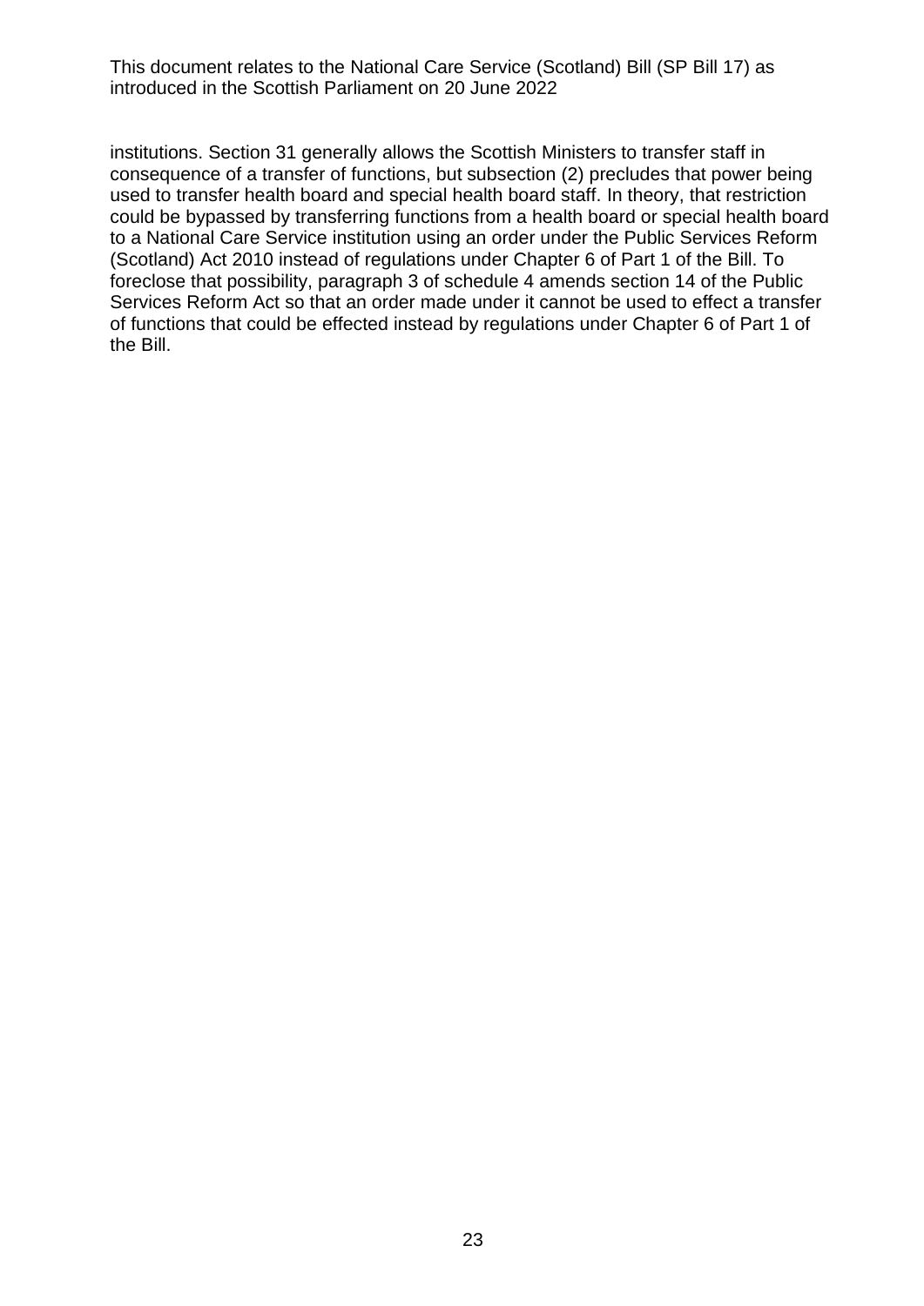institutions. Section 31 generally allows the Scottish Ministers to transfer staff in consequence of a transfer of functions, but subsection (2) precludes that power being used to transfer health board and special health board staff. In theory, that restriction could be bypassed by transferring functions from a health board or special health board to a National Care Service institution using an order under the Public Services Reform (Scotland) Act 2010 instead of regulations under Chapter 6 of Part 1 of the Bill. To foreclose that possibility, paragraph 3 of schedule 4 amends section 14 of the Public Services Reform Act so that an order made under it cannot be used to effect a transfer of functions that could be effected instead by regulations under Chapter 6 of Part 1 of the Bill.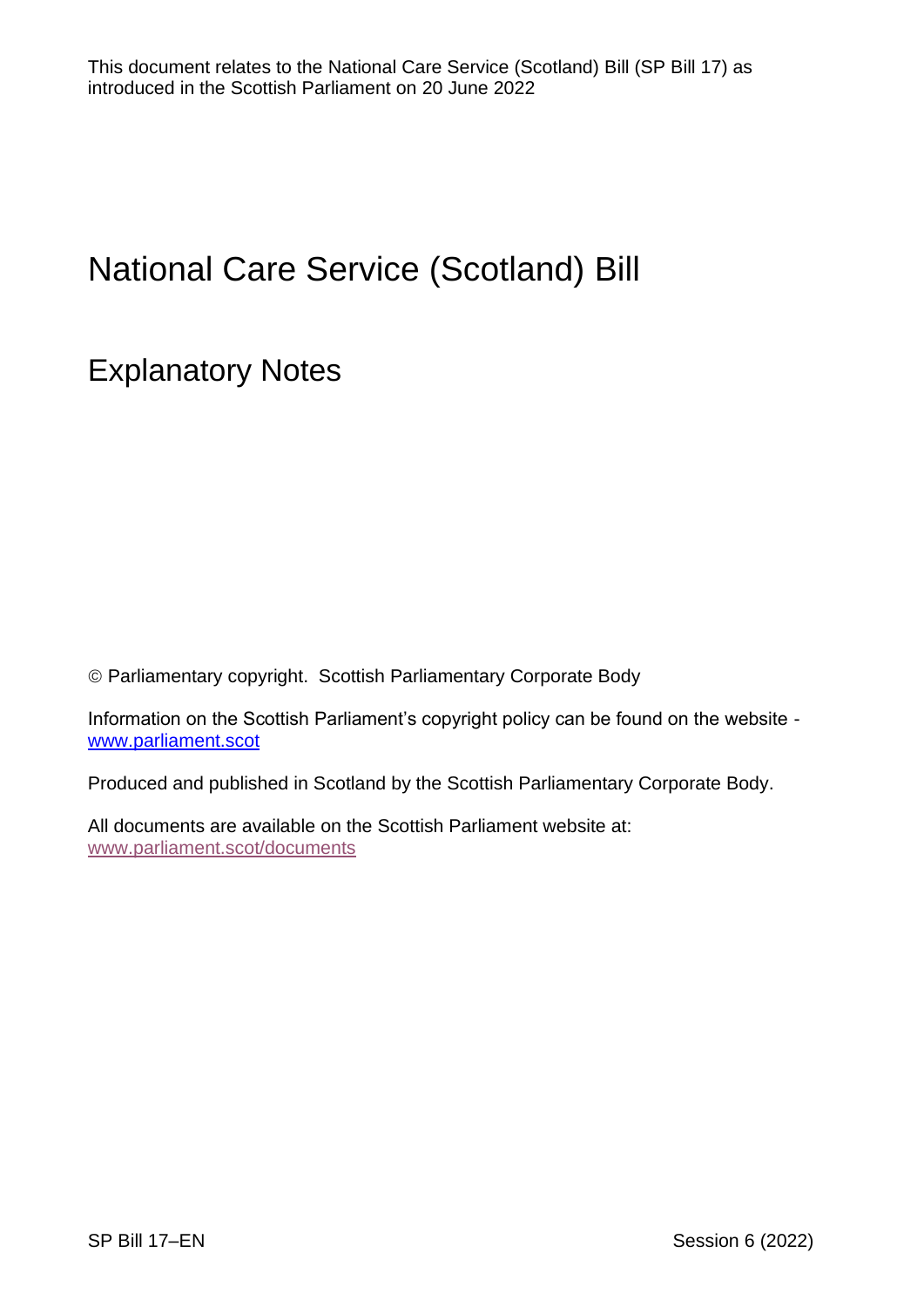This document relates to the National Care Service (Scotland) Bill (SP Bill 17) as introduced in the Scottish Parliament on 20 June 2022

# National Care Service (Scotland) Bill

## Explanatory Notes

© Parliamentary copyright. Scottish Parliamentary Corporate Body

Information on the Scottish Parliament's copyright policy can be found on the website - www.parliament.scot

Produced and published in Scotland by the Scottish Parliamentary Corporate Body.

All documents are available on the Scottish Parliament website at: www.parliament.scot/documents

SP Bill 17–EN

Session 6 (2022)